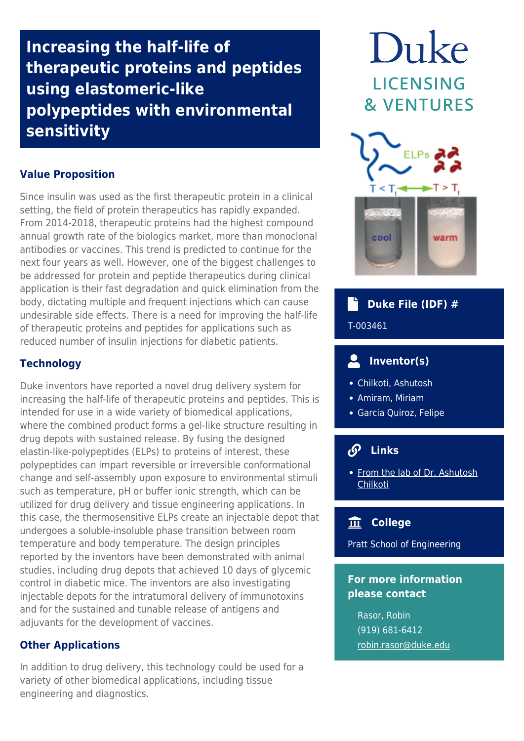# Increasing the half-life of therapeutic proteins and peptides using elastomeric-like polypeptides with environmental sensitivity

Duke LICENSING & VENTURES

## Value Proposition

Since insulin was used as the first therapeutic protein in a clinical setting, the field of protein therapeutics has rapidly expanded. From 2014-2018, therapeutic proteins had the highest compound annual growth rate of the biologics market, more than monoclonal antibodies or vaccines. This trend is predicted to continue for the next four years as well. However, one of the biggest challenges to be addressed for protein and peptide therapeutics during clinical application is their fast degradation and quick elimination from the body, dictating multiple and frequent injections which can cause undesirable side effects. There is a need for improving the half-life of therapeutic proteins and peptides for applications such as reduced number of insulin injections for diabetic patients.

## Technology

Duke inventors have reported a novel drug delivery system for increasing the half-life of therapeutic proteins and peptides. This is intended for use in a wide variety of biomedical applications, where the combined product forms a gel-like structure resulting in drug depots with sustained release. By fusing the designed elastin-like-polypeptides (ELPs) to proteins of interest, these polypeptides can impart reversible or irreversible conformational change and self-assembly upon exposure to environmental stimuli such as temperature, pH or buffer ionic strength, which can be utilized for drug delivery and tissue engineering applications. In this case, the thermosensitive ELPs create an injectable depot that undergoes a soluble-insoluble phase transition between room temperature and body temperature. The design principles reported by the inventors have been demonstrated with animal studies, including drug depots that achieved 10 days of glycemic control in diabetic mice. The inventors are also investigating injectable depots for the intratumoral delivery of immunotoxins and for the sustained and tunable release of antigens and adjuvants for the development of vaccines.

## Other Applications

In addition to drug delivery, this technology could be used for a variety of other biomedical applications, including tissue engineering and diagnostics.

### Duke File (IDF) #

T-003461

### Inventor(s)

- Chilkoti, Ashutosh
- Amiram, Miriam
- Garcia Quiroz, Felipe

### Links

- From the lab of Dr. Ashutosh Chilkoti

### College

Pratt School of Engineering

### For more information please contact

Rasor, Robin
(919) 681-6412
robin.rasor@duke.edu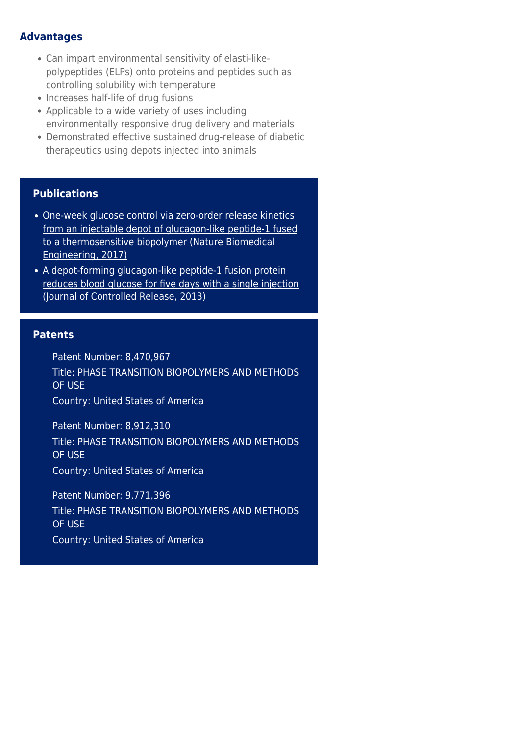## Advantages

- Can impart environmental sensitivity of elasti-like-polypeptides (ELPs) onto proteins and peptides such as controlling solubility with temperature
- Increases half-life of drug fusions
- Applicable to a wide variety of uses including environmentally responsive drug delivery and materials
- Demonstrated effective sustained drug-release of diabetic therapeutics using depots injected into animals

## Publications

- One-week glucose control via zero-order release kinetics from an injectable depot of glucagon-like peptide-1 fused to a thermosensitive biopolymer (Nature Biomedical Engineering, 2017)
- A depot-forming glucagon-like peptide-1 fusion protein reduces blood glucose for five days with a single injection (Journal of Controlled Release, 2013)

## Patents

Patent Number: 8,470,967
Title: PHASE TRANSITION BIOPOLYMERS AND METHODS OF USE
Country: United States of America

Patent Number: 8,912,310
Title: PHASE TRANSITION BIOPOLYMERS AND METHODS OF USE
Country: United States of America

Patent Number: 9,771,396
Title: PHASE TRANSITION BIOPOLYMERS AND METHODS OF USE
Country: United States of America